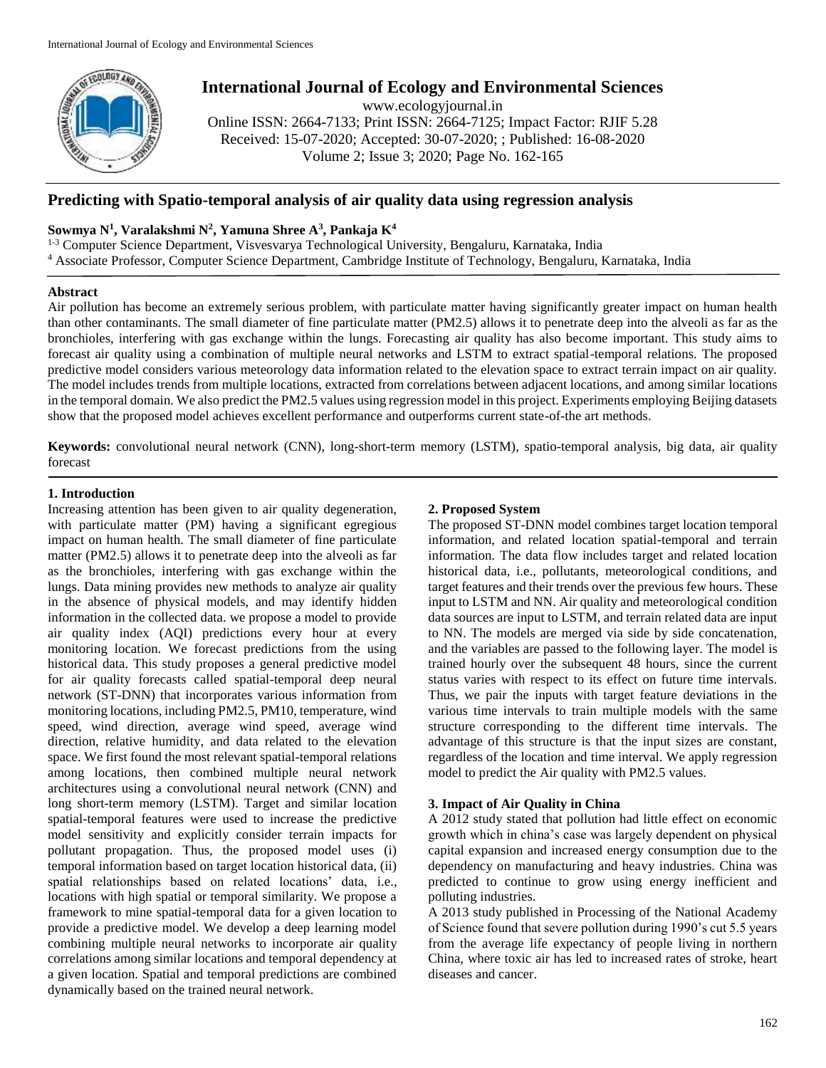# Predicting with Spatio-temporal analysis of air quality data using regression analysis

**Sowmya N[1], Varalakshmi N[2], Yamuna Shree A[3], Pankaja K[4]**

[1-3] Computer Science Department, Visvesvarya Technological University, Bengaluru, Karnataka, India
[4] Associate Professor, Computer Science Department, Cambridge Institute of Technology, Bengaluru, Karnataka, India

International Journal of Ecology and Environmental Sciences
www.ecologyjournal.in
Online ISSN: 2664-7133; Print ISSN: 2664-7125; Impact Factor: RJIF 5.28
Received: 15-07-2020; Accepted: 30-07-2020; ; Published: 16-08-2020
Volume 2; Issue 3; 2020; Page No. 162-165

### Abstract

Air pollution has become an extremely serious problem, with particulate matter (PM) having significantly greater impact on human health than other contaminants. The small diameter of fine particulate matter (PM2.5) allows it to penetrate deep into the alveoli as far as the bronchioles, interfering with gas exchange within the lungs. Forecasting air quality has also become important. This study aims to forecast air quality using a combination of multiple neural networks and LSTM to extract spatial-temporal relations. The proposed predictive model considers various meteorology data information related to the elevation space to extract terrain impact on air quality. The model includes trends from multiple locations, extracted from correlations between adjacent locations, and among similar locations in the temporal domain. We also predict the PM2.5 values using regression model in this project. Experiments employing Beijing datasets show that the proposed model achieves excellent performance and outperforms current state-of-the art methods.

**Keywords:** convolutional neural network (CNN), long-short-term memory (LSTM), spatio-temporal analysis, big data, air quality forecast

## 1. Introduction

Increasing attention has been given to air quality degeneration, with particulate matter (PM) having a significant egregious impact on human health. The small diameter of fine particulate matter (PM2.5) allows it to penetrate deep into the alveoli as far as the bronchioles, interfering with gas exchange within the lungs. Data mining provides new methods to analyze air quality in the absence of physical models, and may identify hidden information in the collected data. we propose a model to provide air quality index (AQI) predictions every hour at every monitoring location. We forecast predictions from the using historical data. This study proposes a general predictive model for air quality forecasts called spatial-temporal deep neural network (ST-DNN) that incorporates various information from monitoring locations, including PM2.5, PM10, temperature, wind speed, wind direction, average wind speed, average wind direction, relative humidity, and data related to the elevation space. We first found the most relevant spatial-temporal relations among locations, then combined multiple neural network architectures using a convolutional neural network (CNN) and long short-term memory (LSTM). Target and similar location spatial-temporal features were used to increase the predictive model sensitivity and explicitly consider terrain impacts for pollutant propagation. Thus, the proposed model uses (i) temporal information based on target location historical data, (ii) spatial relationships based on related locations' data, i.e., locations with high spatial or temporal similarity. We propose a framework to mine spatial-temporal data for a given location to provide a predictive model. We develop a deep learning model combining multiple neural networks to incorporate air quality correlations among similar locations and temporal dependency at a given location. Spatial and temporal predictions are combined dynamically based on the trained neural network.

## 2. Proposed System

The proposed ST-DNN model combines target location temporal information, and related location spatial-temporal and terrain information. The data flow includes target and related location historical data, i.e., pollutants, meteorological conditions, and target features and their trends over the previous few hours. These input to LSTM and NN. Air quality and meteorological condition data sources are input to LSTM, and terrain related data are input to NN. The models are merged via side by side concatenation, and the variables are passed to the following layer. The model is trained hourly over the subsequent 48 hours, since the current status varies with respect to its effect on future time intervals. Thus, we pair the inputs with target feature deviations in the various time intervals to train multiple models with the same structure corresponding to the different time intervals. The advantage of this structure is that the input sizes are constant, regardless of the location and time interval. We apply regression model to predict the Air quality with PM2.5 values.

## 3. Impact of Air Quality in China

A 2012 study stated that pollution had little effect on economic growth which in china's case was largely dependent on physical capital expansion and increased energy consumption due to the dependency on manufacturing and heavy industries. China was predicted to continue to grow using energy inefficient and polluting industries.

A 2013 study published in Processing of the National Academy of Science found that severe pollution during 1990's cut 5.5 years from the average life expectancy of people living in northern China, where toxic air has led to increased rates of stroke, heart diseases and cancer.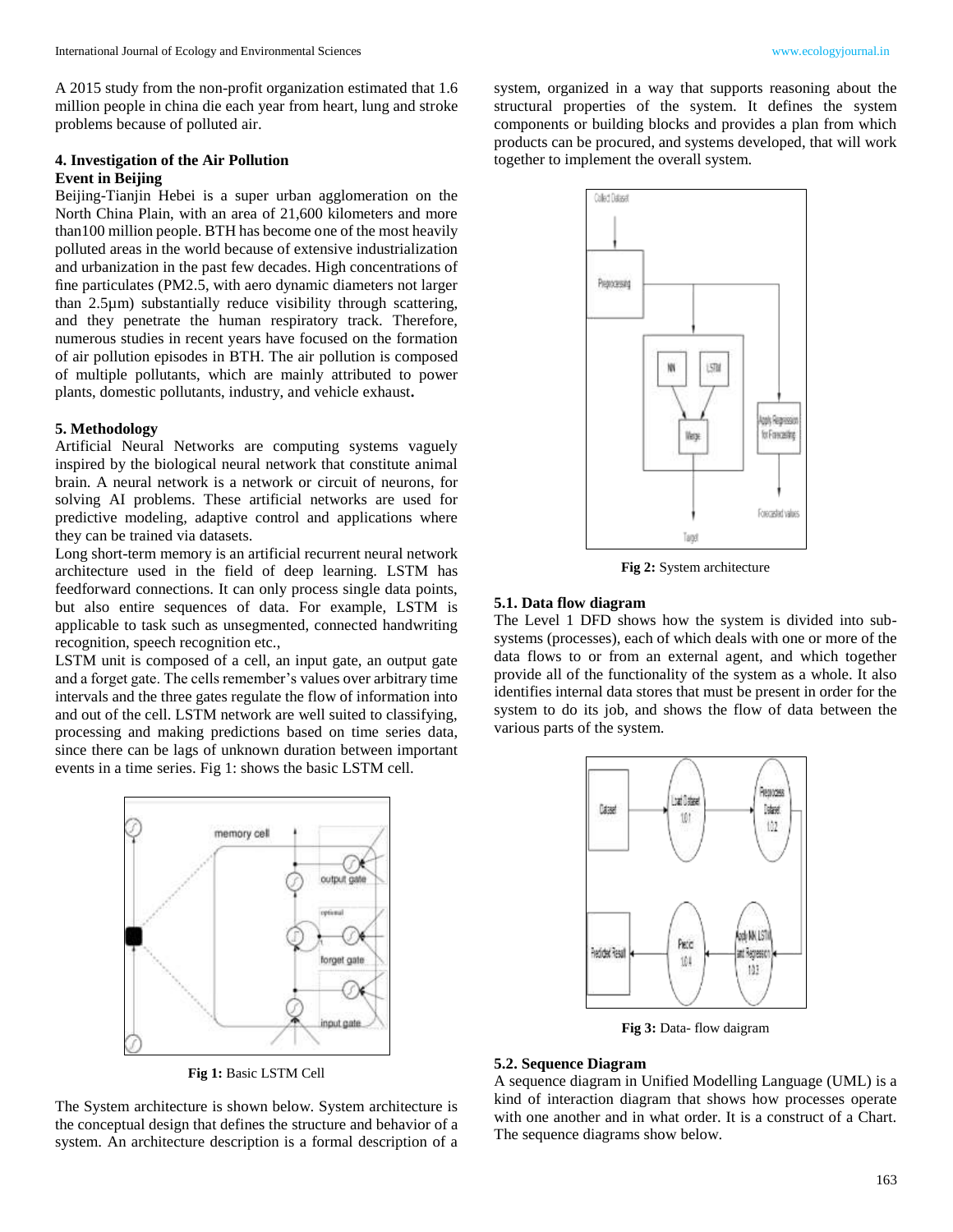A 2015 study from the non-profit organization estimated that 1.6 million people in china die each year from heart, lung and stroke problems because of polluted air.

## 4. Investigation of the Air Pollution Event in Beijing

Beijing-Tianjin Hebei is a super urban agglomeration on the North China Plain, with an area of 21,600 kilometers and more than100 million people. BTH has become one of the most heavily polluted areas in the world because of extensive industrialization and urbanization in the past few decades. High concentrations of fine particulates (PM2.5, with aero dynamic diameters not larger than 2.5µm) substantially reduce visibility through scattering, and they penetrate the human respiratory track. Therefore, numerous studies in recent years have focused on the formation of air pollution episodes in BTH. The air pollution is composed of multiple pollutants, which are mainly attributed to power plants, domestic pollutants, industry, and vehicle exhaust**.**

## 5. Methodology

Artificial Neural Networks are computing systems vaguely inspired by the biological neural network that constitute animal brain. A neural network is a network or circuit of neurons, for solving AI problems. These artificial networks are used for predictive modeling, adaptive control and applications where they can be trained via datasets.

Long short-term memory is an artificial recurrent neural network architecture used in the field of deep learning. LSTM has feedforward connections. It can only process single data points, but also entire sequences of data. For example, LSTM is applicable to task such as unsegmented, connected handwriting recognition, speech recognition etc.,

LSTM unit is composed of a cell, an input gate, an output gate and a forget gate. The cells remember's values over arbitrary time intervals and the three gates regulate the flow of information into and out of the cell. LSTM network are well suited to classifying, processing and making predictions based on time series data, since there can be lags of unknown duration between important events in a time series. Fig 1: shows the basic LSTM cell.

memory cell
output gate
optional
forget gate
input gate

**Fig 1:** Basic LSTM Cell

The System architecture is shown below. System architecture is the conceptual design that defines the structure and behavior of a system. An architecture description is a formal description of a system, organized in a way that supports reasoning about the structural properties of the system. It defines the system components or building blocks and provides a plan from which products can be procured, and systems developed, that will work together to implement the overall system.

Collect Dataset
Preprocessing
NN
LSTM
Merge
Apply Regression for Forecasting
Forecasted values
Target

**Fig 2:** System architecture

### 5.1. Data flow diagram

The Level 1 DFD shows how the system is divided into sub-systems (processes), each of which deals with one or more of the data flows to or from an external agent, and which together provide all of the functionality of the system as a whole. It also identifies internal data stores that must be present in order for the system to do its job, and shows the flow of data between the various parts of the system.

Dataset
Load Dataset 101
Preprocess Dataset 102
Apply NN LSTM and Regression 103
Predict 104
Predicted Result

**Fig 3:** Data- flow daigram

### 5.2. Sequence Diagram

A sequence diagram in Unified Modelling Language (UML) is a kind of interaction diagram that shows how processes operate with one another and in what order. It is a construct of a Chart. The sequence diagrams show below.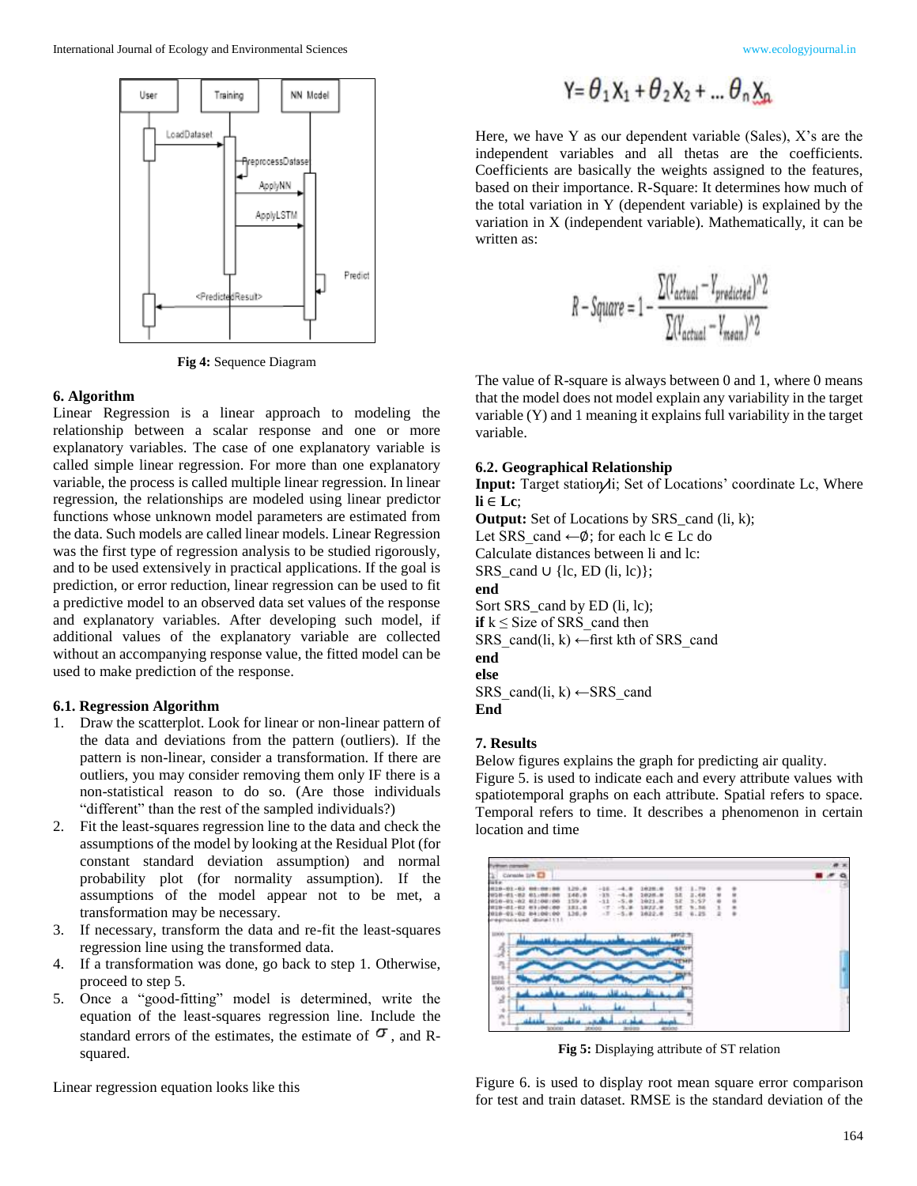User

Training

NN Model

LoadDataset

PreprocessDataset

ApplyNN

ApplyLSTM

Predict

<PredictedResult>

**Fig 4:** Sequence Diagram

## 6. Algorithm

Linear Regression is a linear approach to modeling the relationship between a scalar response and one or more explanatory variables. The case of one explanatory variable is called simple linear regression. For more than one explanatory variable, the process is called multiple linear regression. In linear regression, the relationships are modeled using linear predictor functions whose unknown model parameters are estimated from the data. Such models are called linear models. Linear Regression was the first type of regression analysis to be studied rigorously, and to be used extensively in practical applications. If the goal is prediction, or error reduction, linear regression can be used to fit a predictive model to an observed data set values of the response and explanatory variables. After developing such model, if additional values of the explanatory variable are collected without an accompanying response value, the fitted model can be used to make prediction of the response.

### 6.1. Regression Algorithm

1. Draw the scatterplot. Look for linear or non-linear pattern of the data and deviations from the pattern (outliers). If the pattern is non-linear, consider a transformation. If there are outliers, you may consider removing them only IF there is a non-statistical reason to do so. (Are those individuals "different" than the rest of the sampled individuals?)
2. Fit the least-squares regression line to the data and check the assumptions of the model by looking at the Residual Plot (for constant standard deviation assumption) and normal probability plot (for normality assumption). If the assumptions of the model appear not to be met, a transformation may be necessary.
3. If necessary, transform the data and re-fit the least-squares regression line using the transformed data.
4. If a transformation was done, go back to step 1. Otherwise, proceed to step 5.
5. Once a "good-fitting" model is determined, write the equation of the least-squares regression line. Include the standard errors of the estimates, the estimate of $\sigma$, and R-squared.

Linear regression equation looks like this

$$Y = \theta_1 X_1 + \theta_2 X_2 + \ldots \theta_n X_n$$

Here, we have Y as our dependent variable (Sales), X's are the independent variables and all thetas are the coefficients. Coefficients are basically the weights assigned to the features, based on their importance. R-Square: It determines how much of the total variation in Y (dependent variable) is explained by the variation in X (independent variable). Mathematically, it can be written as:

$$R\text{-}Square = 1 - \frac{\sum(Y_{actual} - Y_{predicted})^2}{\sum(Y_{actual} - Y_{mean})^2}$$

The value of R-square is always between 0 and 1, where 0 means that the model does not model explain any variability in the target variable (Y) and 1 meaning it explains full variability in the target variable.

### 6.2. Geographical Relationship

**Input:** Target station li; Set of Locations' coordinate Lc, Where **li ∈ Lc**;
**Output:** Set of Locations by SRS_cand (li, k);
Let SRS_cand ←∅; for each lc ∈ Lc do
Calculate distances between li and lc:
SRS_cand ∪ {lc, ED (li, lc)};
**end**
Sort SRS_cand by ED (li, lc);
**if** k ≤ Size of SRS_cand then
SRS_cand(li, k) ←first kth of SRS_cand
**end**
**else**
SRS_cand(li, k) ←SRS_cand
**End**

## 7. Results

Below figures explains the graph for predicting air quality. Figure 5. is used to indicate each and every attribute values with spatiotemporal graphs on each attribute. Spatial refers to space. Temporal refers to time. It describes a phenomenon in certain location and time

**Fig 5:** Displaying attribute of ST relation

Figure 6. is used to display root mean square error comparison for test and train dataset. RMSE is the standard deviation of the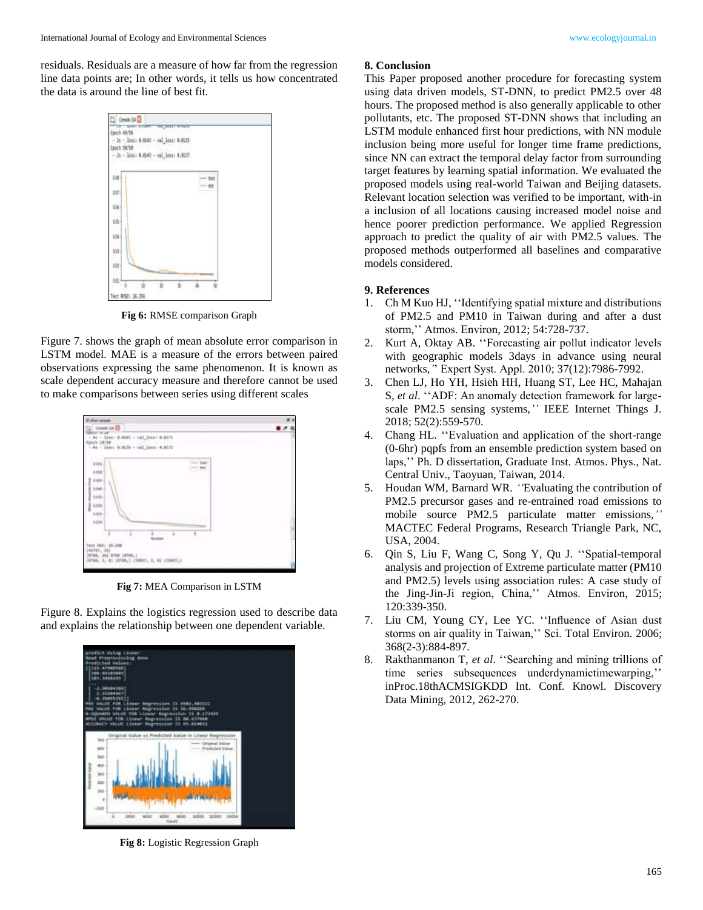residuals. Residuals are a measure of how far from the regression line data points are; In other words, it tells us how concentrated the data is around the line of best fit.

**Fig 6:** RMSE comparison Graph

Figure 7. shows the graph of mean absolute error comparison in LSTM model. MAE is a measure of the errors between paired observations expressing the same phenomenon. It is known as scale dependent accuracy measure and therefore cannot be used to make comparisons between series using different scales

**Fig 7:** MEA Comparison in LSTM

Figure 8. Explains the logistics regression used to describe data and explains the relationship between one dependent variable.

**Fig 8:** Logistic Regression Graph

## 8. Conclusion

This Paper proposed another procedure for forecasting system using data driven models, ST-DNN, to predict PM2.5 over 48 hours. The proposed method is also generally applicable to other pollutants, etc. The proposed ST-DNN shows that including an LSTM module enhanced first hour predictions, with NN module inclusion being more useful for longer time frame predictions, since NN can extract the temporal delay factor from surrounding target features by learning spatial information. We evaluated the proposed models using real-world Taiwan and Beijing datasets. Relevant location selection was verified to be important, with-in a inclusion of all locations causing increased model noise and hence poorer prediction performance. We applied Regression approach to predict the quality of air with PM2.5 values. The proposed methods outperformed all baselines and comparative models considered.

## 9. References

1. Ch M Kuo HJ, ''Identifying spatial mixture and distributions of PM2.5 and PM10 in Taiwan during and after a dust storm,'' Atmos. Environ, 2012; 54:728-737.
2. Kurt A, Oktay AB. ''Forecasting air pollut indicator levels with geographic models 3days in advance using neural networks,'' Expert Syst. Appl. 2010; 37(12):7986-7992.
3. Chen LJ, Ho YH, Hsieh HH, Huang ST, Lee HC, Mahajan S, *et al.* ''ADF: An anomaly detection framework for large-scale PM2.5 sensing systems,'' IEEE Internet Things J. 2018; 52(2):559-570.
4. Chang HL. ''Evaluation and application of the short-range (0-6hr) pqpfs from an ensemble prediction system based on laps,'' Ph. D dissertation, Graduate Inst. Atmos. Phys., Nat. Central Univ., Taoyuan, Taiwan, 2014.
5. Houdan WM, Barnard WR. ''Evaluating the contribution of PM2.5 precursor gases and re-entrained road emissions to mobile source PM2.5 particulate matter emissions,'' MACTEC Federal Programs, Research Triangle Park, NC, USA, 2004.
6. Qin S, Liu F, Wang C, Song Y, Qu J. ''Spatial-temporal analysis and projection of Extreme particulate matter (PM10 and PM2.5) levels using association rules: A case study of the Jing-Jin-Ji region, China,'' Atmos. Environ, 2015; 120:339-350.
7. Liu CM, Young CY, Lee YC. ''Influence of Asian dust storms on air quality in Taiwan,'' Sci. Total Environ. 2006; 368(2-3):884-897.
8. Rakthanmanon T, *et al.* ''Searching and mining trillions of time series subsequences underdynamictimewarping,'' inProc.18thACMSIGKDD Int. Conf. Knowl. Discovery Data Mining, 2012, 262-270.